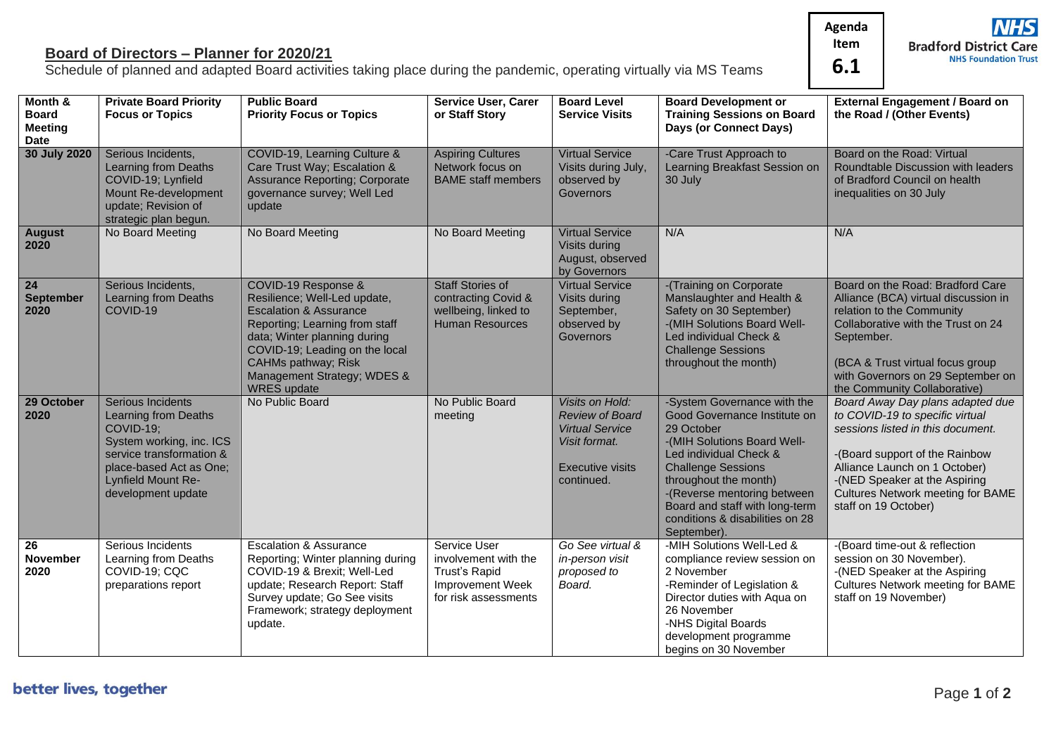Agenda Item 6.1

## Board of Directors – Planner for 2020/21

Schedule of planned and adapted Board activities taking place during the pandemic, operating virtually via MS Teams

| Month & Board Meeting Date | Private Board Priority Focus or Topics | Public Board Priority Focus or Topics | Service User, Carer or Staff Story | Board Level Service Visits | Board Development or Training Sessions on Board Days (or Connect Days) | External Engagement / Board on the Road / (Other Events) |
|---|---|---|---|---|---|---|
| **30 July 2020** | Serious Incidents, Learning from Deaths COVID-19; Lynfield Mount Re-development update; Revision of strategic plan begun. | COVID-19, Learning Culture & Care Trust Way; Escalation & Assurance Reporting; Corporate governance survey; Well Led update | Aspiring Cultures Network focus on BAME staff members | Virtual Service Visits during July, observed by Governors | -Care Trust Approach to Learning Breakfast Session on 30 July | Board on the Road: Virtual Roundtable Discussion with leaders of Bradford Council on health inequalities on 30 July |
| **August 2020** | No Board Meeting | No Board Meeting | No Board Meeting | Virtual Service Visits during August, observed by Governors | N/A | N/A |
| **24 September 2020** | Serious Incidents, Learning from Deaths COVID-19 | COVID-19 Response & Resilience; Well-Led update, Escalation & Assurance Reporting; Learning from staff data; Winter planning during COVID-19; Leading on the local CAHMs pathway; Risk Management Strategy; WDES & WRES update | Staff Stories of contracting Covid & wellbeing, linked to Human Resources | Virtual Service Visits during September, observed by Governors | -(Training on Corporate Manslaughter and Health & Safety on 30 September)<br>-(MIH Solutions Board Well-Led individual Check & Challenge Sessions throughout the month) | Board on the Road: Bradford Care Alliance (BCA) virtual discussion in relation to the Community Collaborative with the Trust on 24 September.<br><br>(BCA & Trust virtual focus group with Governors on 29 September on the Community Collaborative) |
| **29 October 2020** | Serious Incidents Learning from Deaths COVID-19;<br>System working, inc. ICS service transformation & place-based Act as One; Lynfield Mount Re-development update | No Public Board | No Public Board meeting | *Visits on Hold: Review of Board Virtual Service Visit format.*<br><br>Executive visits continued. | -System Governance with the Good Governance Institute on 29 October<br>-(MIH Solutions Board Well-Led individual Check & Challenge Sessions throughout the month)<br>-(Reverse mentoring between Board and staff with long-term conditions & disabilities on 28 September). | *Board Away Day plans adapted due to COVID-19 to specific virtual sessions listed in this document.*<br><br>-(Board support of the Rainbow Alliance Launch on 1 October)<br>-(NED Speaker at the Aspiring Cultures Network meeting for BAME staff on 19 October) |
| **26 November 2020** | Serious Incidents Learning from Deaths COVID-19; CQC preparations report | Escalation & Assurance Reporting; Winter planning during COVID-19 & Brexit; Well-Led update; Research Report: Staff Survey update; Go See visits Framework; strategy deployment update. | Service User involvement with the Trust's Rapid Improvement Week for risk assessments | *Go See virtual & in-person visit proposed to Board.* | -MIH Solutions Well-Led & compliance review session on 2 November<br>-Reminder of Legislation & Director duties with Aqua on 26 November<br>-NHS Digital Boards development programme begins on 30 November | -(Board time-out & reflection session on 30 November).<br>-(NED Speaker at the Aspiring Cultures Network meeting for BAME staff on 19 November) |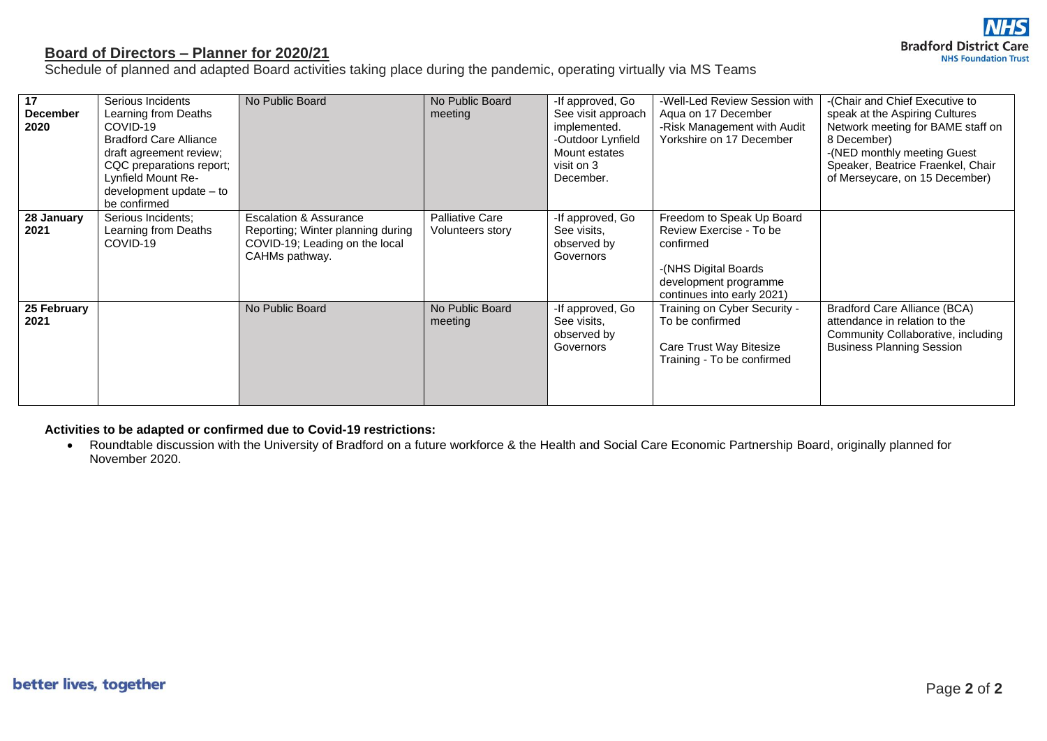## Board of Directors – Planner for 2020/21

Schedule of planned and adapted Board activities taking place during the pandemic, operating virtually via MS Teams

| | | | | | | |
|---|---|---|---|---|---|---|
| **17 December 2020** | Serious Incidents<br>Learning from Deaths<br>COVID-19<br>Bradford Care Alliance draft agreement review;<br>CQC preparations report;<br>Lynfield Mount Re-development update – to be confirmed | No Public Board | No Public Board meeting | -If approved, Go See visit approach implemented.<br>-Outdoor Lynfield Mount estates visit on 3 December. | -Well-Led Review Session with Aqua on 17 December<br>-Risk Management with Audit Yorkshire on 17 December | -(Chair and Chief Executive to speak at the Aspiring Cultures Network meeting for BAME staff on 8 December)<br>-(NED monthly meeting Guest Speaker, Beatrice Fraenkel, Chair of Merseycare, on 15 December) |
| **28 January 2021** | Serious Incidents;<br>Learning from Deaths<br>COVID-19 | Escalation & Assurance Reporting; Winter planning during COVID-19; Leading on the local CAHMs pathway. | Palliative Care Volunteers story | -If approved, Go See visits, observed by Governors | Freedom to Speak Up Board Review Exercise - To be confirmed<br><br>-(NHS Digital Boards development programme continues into early 2021) | |
| **25 February 2021** | | No Public Board | No Public Board meeting | -If approved, Go See visits, observed by Governors | Training on Cyber Security - To be confirmed<br><br>Care Trust Way Bitesize Training - To be confirmed | Bradford Care Alliance (BCA) attendance in relation to the Community Collaborative, including Business Planning Session |

**Activities to be adapted or confirmed due to Covid-19 restrictions:**

- Roundtable discussion with the University of Bradford on a future workforce & the Health and Social Care Economic Partnership Board, originally planned for November 2020.